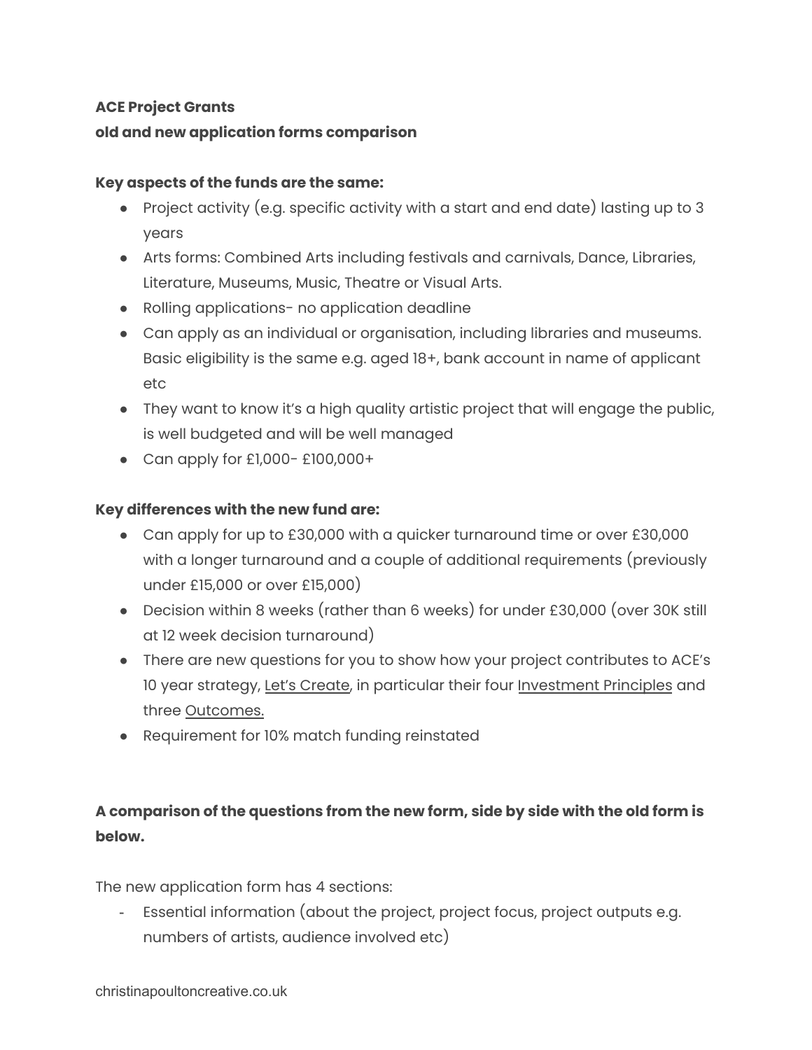**ACE Project Grants**
**old and new application forms comparison**

**Key aspects of the funds are the same:**

- Project activity (e.g. specific activity with a start and end date) lasting up to 3 years
- Arts forms: Combined Arts including festivals and carnivals, Dance, Libraries, Literature, Museums, Music, Theatre or Visual Arts.
- Rolling applications- no application deadline
- Can apply as an individual or organisation, including libraries and museums. Basic eligibility is the same e.g. aged 18+, bank account in name of applicant etc
- They want to know it's a high quality artistic project that will engage the public, is well budgeted and will be well managed
- Can apply for £1,000- £100,000+

**Key differences with the new fund are:**

- Can apply for up to £30,000 with a quicker turnaround time or over £30,000 with a longer turnaround and a couple of additional requirements (previously under £15,000 or over £15,000)
- Decision within 8 weeks (rather than 6 weeks) for under £30,000 (over 30K still at 12 week decision turnaround)
- There are new questions for you to show how your project contributes to ACE's 10 year strategy, Let's Create, in particular their four Investment Principles and three Outcomes.
- Requirement for 10% match funding reinstated

**A comparison of the questions from the new form, side by side with the old form is below.**

The new application form has 4 sections:

- Essential information (about the project, project focus, project outputs e.g. numbers of artists, audience involved etc)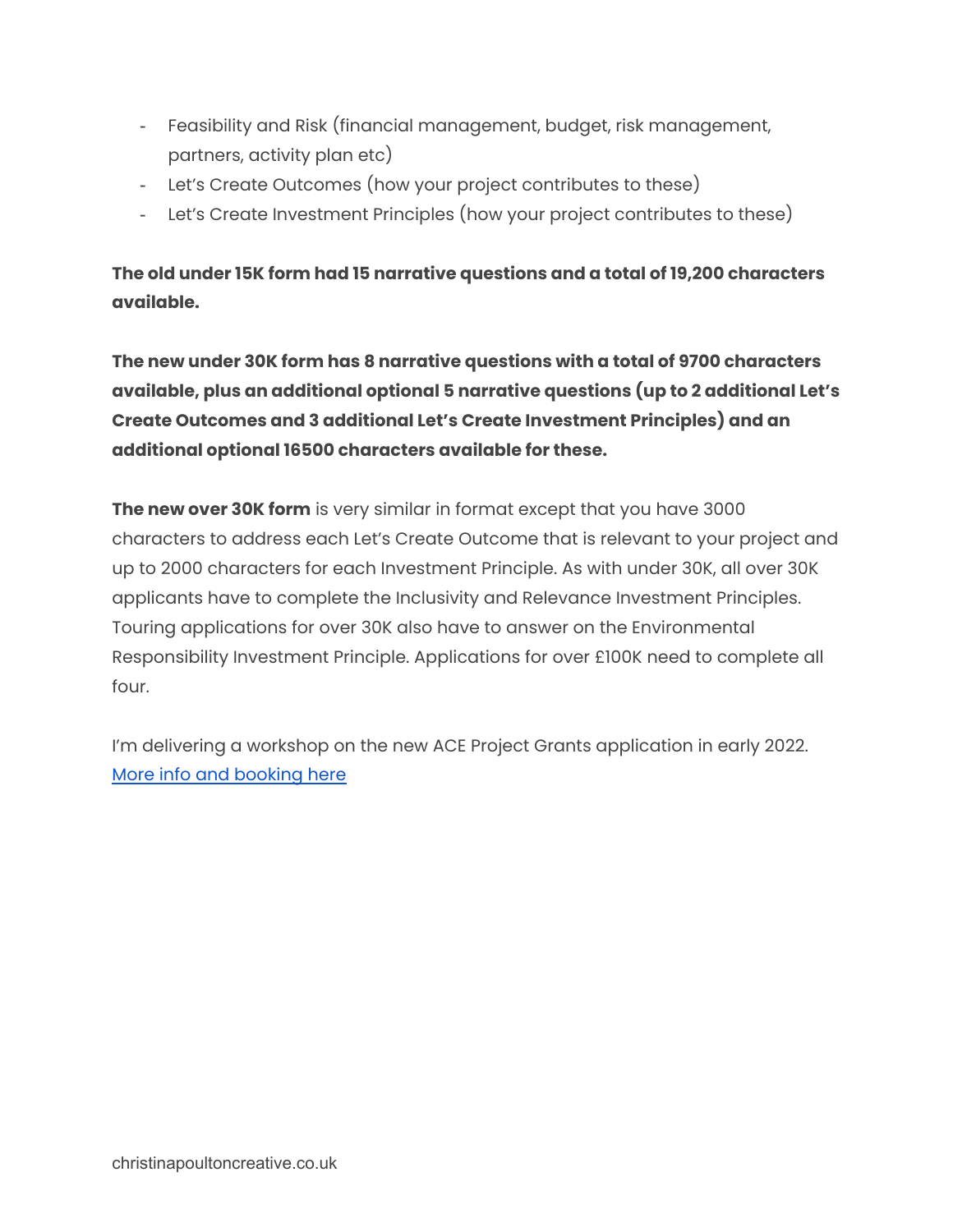- Feasibility and Risk (financial management, budget, risk management, partners, activity plan etc)
- Let's Create Outcomes (how your project contributes to these)
- Let's Create Investment Principles (how your project contributes to these)

**The old under 15K form had 15 narrative questions and a total of 19,200 characters available.**

**The new under 30K form has 8 narrative questions with a total of 9700 characters available, plus an additional optional 5 narrative questions (up to 2 additional Let's Create Outcomes and 3 additional Let's Create Investment Principles) and an additional optional 16500 characters available for these.**

**The new over 30K form** is very similar in format except that you have 3000 characters to address each Let's Create Outcome that is relevant to your project and up to 2000 characters for each Investment Principle. As with under 30K, all over 30K applicants have to complete the Inclusivity and Relevance Investment Principles. Touring applications for over 30K also have to answer on the Environmental Responsibility Investment Principle. Applications for over £100K need to complete all four.

I'm delivering a workshop on the new ACE Project Grants application in early 2022. More info and booking here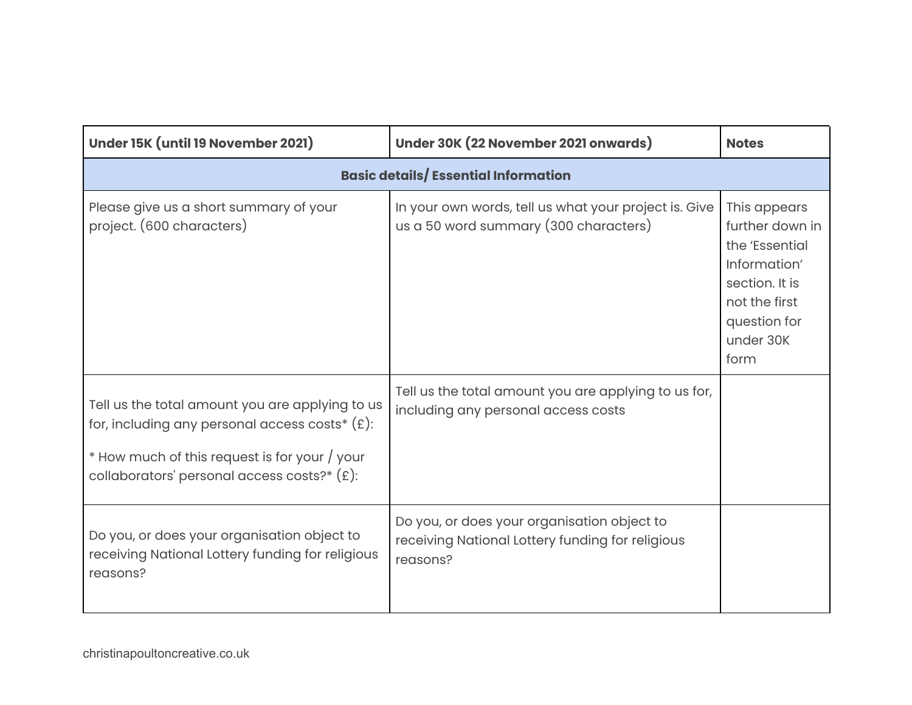| Under 15K (until 19 November 2021) | Under 30K (22 November 2021 onwards) | Notes |
|---|---|---|
| **Basic details/ Essential Information** | | |
| Please give us a short summary of your project. (600 characters) | In your own words, tell us what your project is. Give us a 50 word summary (300 characters) | This appears further down in the 'Essential Information' section. It is not the first question for under 30K form |
| Tell us the total amount you are applying to us for, including any personal access costs* (£):<br><br>* How much of this request is for your / your collaborators' personal access costs?* (£): | Tell us the total amount you are applying to us for, including any personal access costs | |
| Do you, or does your organisation object to receiving National Lottery funding for religious reasons? | Do you, or does your organisation object to receiving National Lottery funding for religious reasons? | |

christinapoultoncreative.co.uk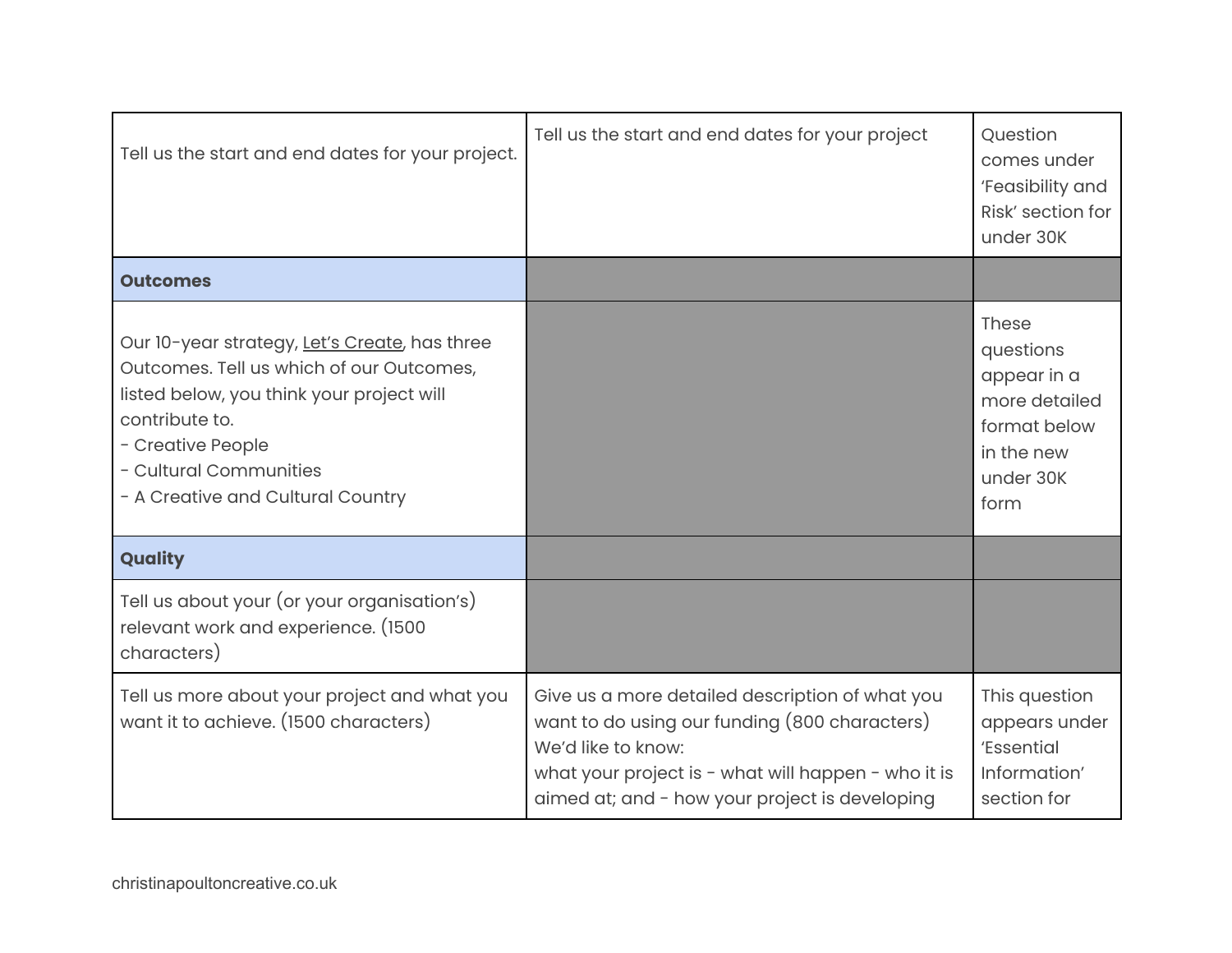| | | |
|---|---|---|
| Tell us the start and end dates for your project. | Tell us the start and end dates for your project | Question comes under 'Feasibility and Risk' section for under 30K |
| **Outcomes** | | |
| Our 10-year strategy, Let's Create, has three Outcomes. Tell us which of our Outcomes, listed below, you think your project will contribute to.<br>- Creative People<br>- Cultural Communities<br>- A Creative and Cultural Country | | These questions appear in a more detailed format below in the new under 30K form |
| **Quality** | | |
| Tell us about your (or your organisation's) relevant work and experience. (1500 characters) | | |
| Tell us more about your project and what you want it to achieve. (1500 characters) | Give us a more detailed description of what you want to do using our funding (800 characters)<br>We'd like to know:<br>what your project is - what will happen - who it is aimed at; and - how your project is developing | This question appears under 'Essential Information' section for |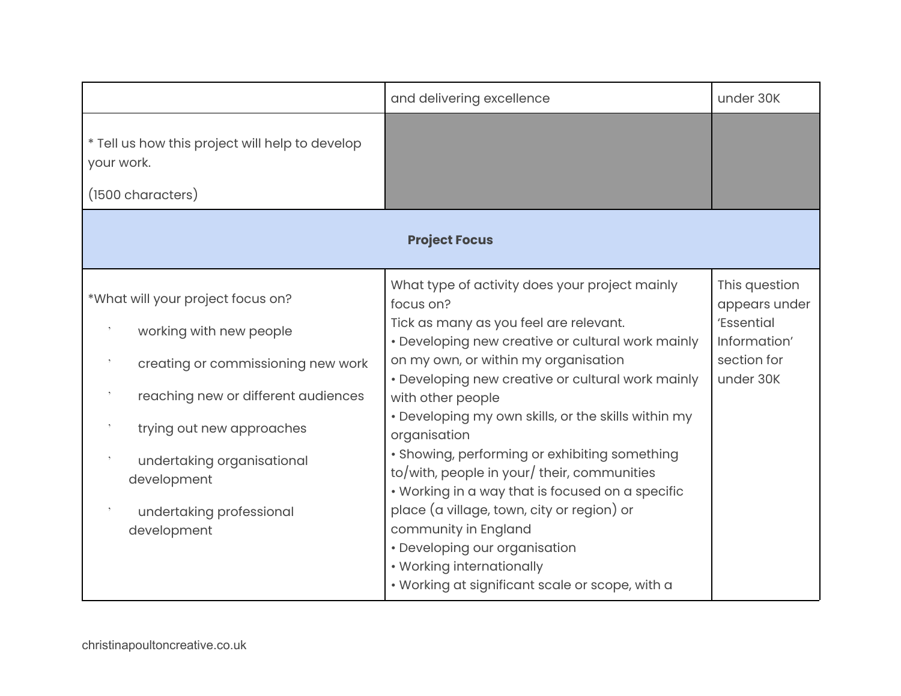| | | |
|---|---|---|
| | and delivering excellence | under 30K |
| * Tell us how this project will help to develop your work.<br><br>(1500 characters) | | |
| **Project Focus** | | |
| *What will your project focus on?<br><br>’ working with new people<br><br>’ creating or commissioning new work<br><br>’ reaching new or different audiences<br><br>’ trying out new approaches<br><br>’ undertaking organisational development<br><br>’ undertaking professional development | What type of activity does your project mainly focus on?<br>Tick as many as you feel are relevant.<br>• Developing new creative or cultural work mainly on my own, or within my organisation<br>• Developing new creative or cultural work mainly with other people<br>• Developing my own skills, or the skills within my organisation<br>• Showing, performing or exhibiting something to/with, people in your/ their, communities<br>• Working in a way that is focused on a specific place (a village, town, city or region) or community in England<br>• Developing our organisation<br>• Working internationally<br>• Working at significant scale or scope, with a | This question appears under ‘Essential Information’ section for under 30K |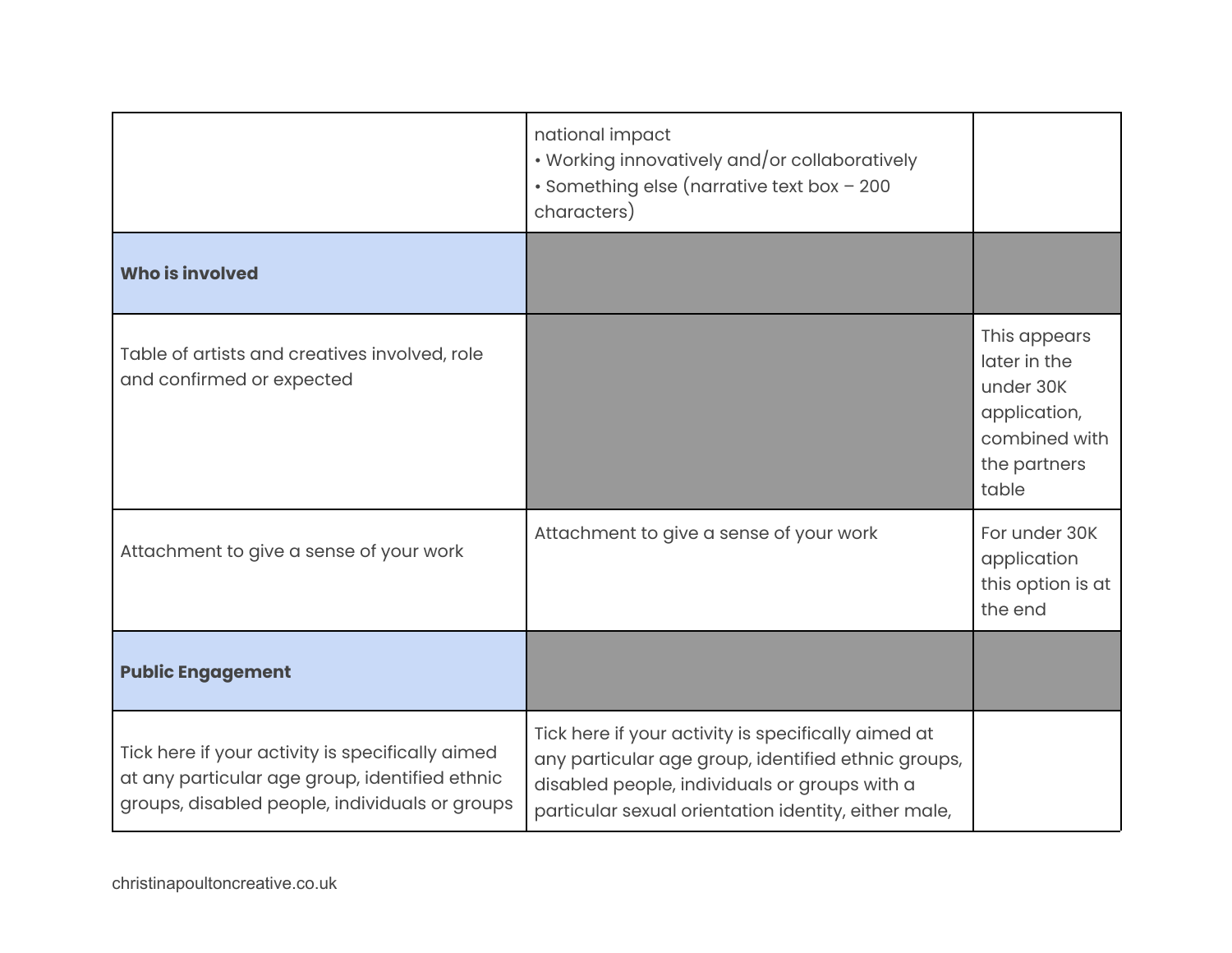| | | |
|---|---|---|
| | national impact<br>• Working innovatively and/or collaboratively<br>• Something else (narrative text box – 200 characters) | |
| **Who is involved** | | |
| Table of artists and creatives involved, role and confirmed or expected | | This appears later in the under 30K application, combined with the partners table |
| Attachment to give a sense of your work | Attachment to give a sense of your work | For under 30K application this option is at the end |
| **Public Engagement** | | |
| Tick here if your activity is specifically aimed at any particular age group, identified ethnic groups, disabled people, individuals or groups | Tick here if your activity is specifically aimed at any particular age group, identified ethnic groups, disabled people, individuals or groups with a particular sexual orientation identity, either male, | |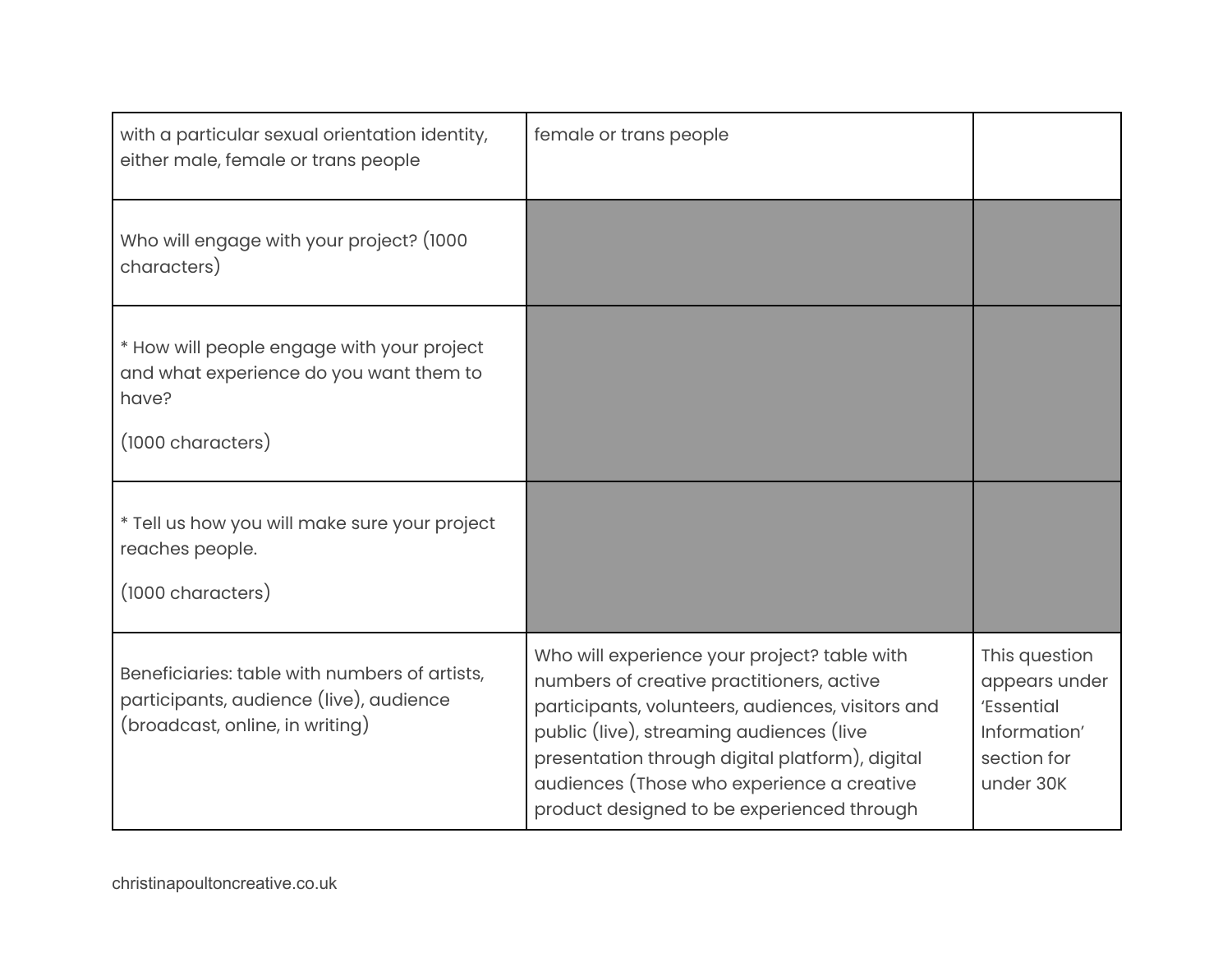| | | |
|---|---|---|
| with a particular sexual orientation identity, either male, female or trans people | female or trans people | |
| Who will engage with your project? (1000 characters) | | |
| * How will people engage with your project and what experience do you want them to have?<br><br>(1000 characters) | | |
| * Tell us how you will make sure your project reaches people.<br><br>(1000 characters) | | |
| Beneficiaries: table with numbers of artists, participants, audience (live), audience (broadcast, online, in writing) | Who will experience your project? table with numbers of creative practitioners, active participants, volunteers, audiences, visitors and public (live), streaming audiences (live presentation through digital platform), digital audiences (Those who experience a creative product designed to be experienced through | This question appears under 'Essential Information' section for under 30K |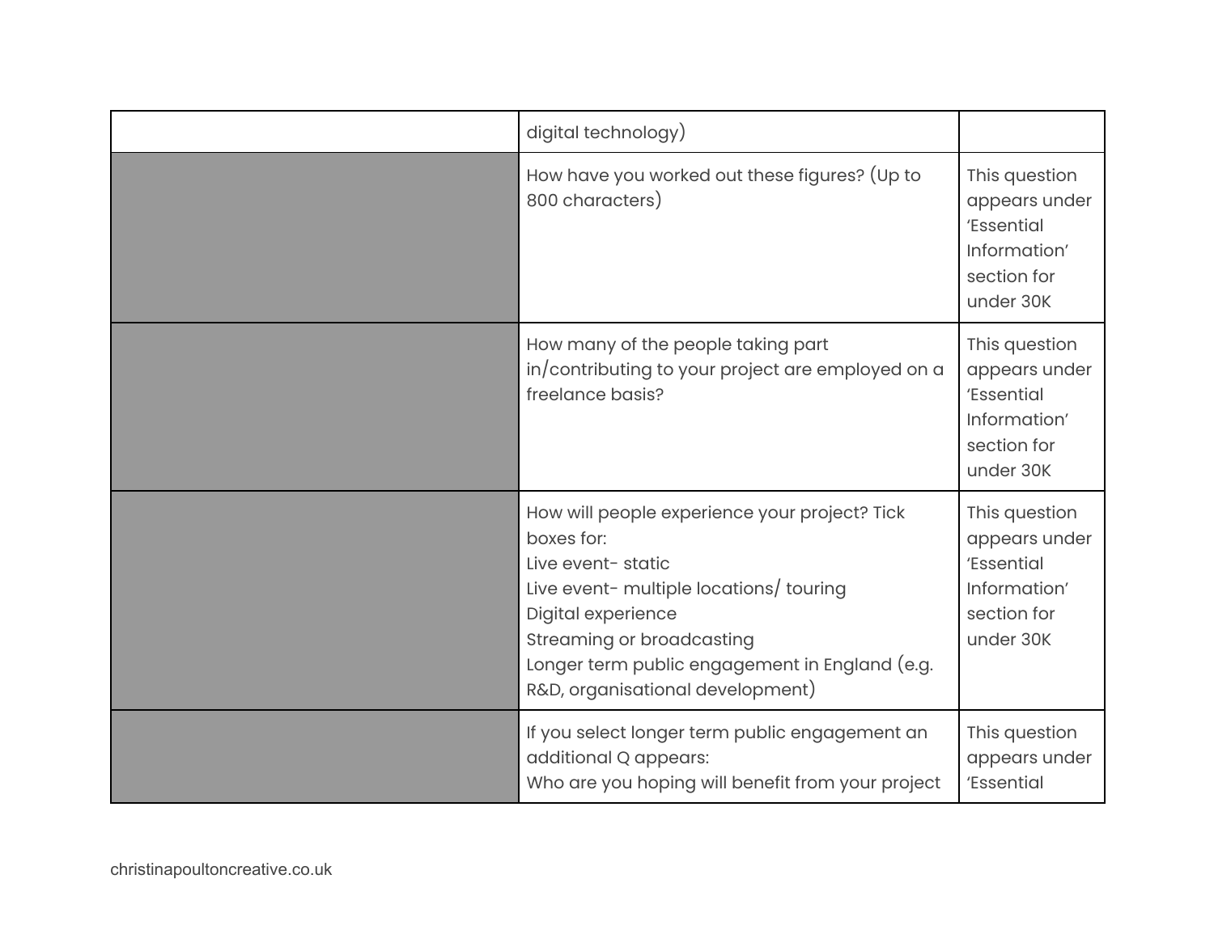| | | |
|---|---|---|
| | digital technology) | |
| | How have you worked out these figures? (Up to 800 characters) | This question appears under 'Essential Information' section for under 30K |
| | How many of the people taking part in/contributing to your project are employed on a freelance basis? | This question appears under 'Essential Information' section for under 30K |
| | How will people experience your project? Tick boxes for:<br>Live event- static<br>Live event- multiple locations/ touring<br>Digital experience<br>Streaming or broadcasting<br>Longer term public engagement in England (e.g. R&D, organisational development) | This question appears under 'Essential Information' section for under 30K |
| | If you select longer term public engagement an additional Q appears:<br>Who are you hoping will benefit from your project | This question appears under 'Essential |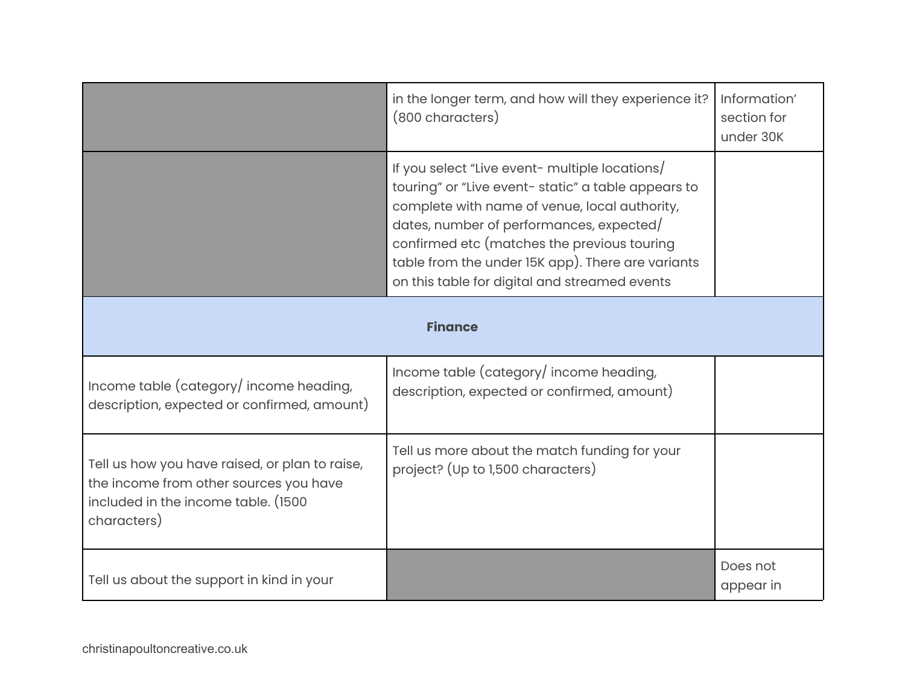| | | |
|---|---|---|
| | in the longer term, and how will they experience it? (800 characters) | Information' section for under 30K |
| | If you select "Live event- multiple locations/ touring" or "Live event- static" a table appears to complete with name of venue, local authority, dates, number of performances, expected/ confirmed etc (matches the previous touring table from the under 15K app). There are variants on this table for digital and streamed events | |
| **Finance** | | |
| Income table (category/ income heading, description, expected or confirmed, amount) | Income table (category/ income heading, description, expected or confirmed, amount) | |
| Tell us how you have raised, or plan to raise, the income from other sources you have included in the income table. (1500 characters) | Tell us more about the match funding for your project? (Up to 1,500 characters) | |
| Tell us about the support in kind in your | | Does not appear in |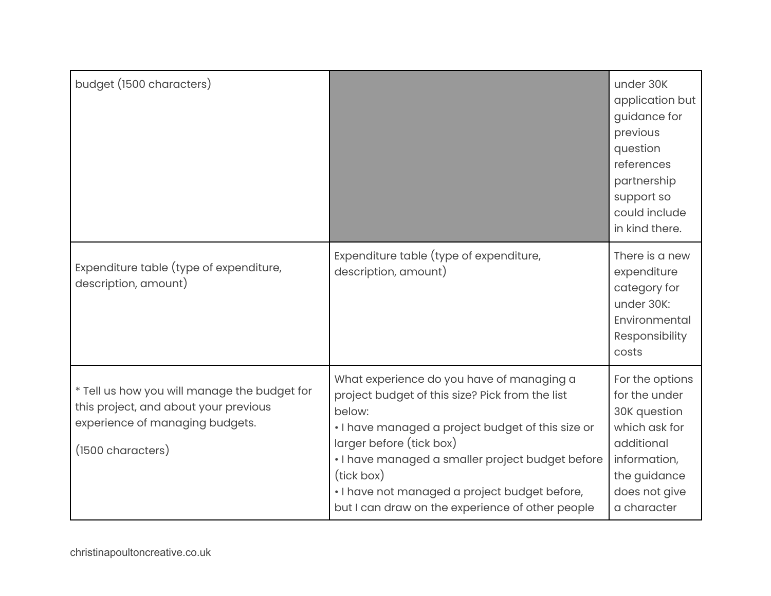| | | |
|---|---|---|
| budget (1500 characters) | | under 30K application but guidance for previous question references partnership support so could include in kind there. |
| Expenditure table (type of expenditure, description, amount) | Expenditure table (type of expenditure, description, amount) | There is a new expenditure category for under 30K: Environmental Responsibility costs |
| * Tell us how you will manage the budget for this project, and about your previous experience of managing budgets.<br><br>(1500 characters) | What experience do you have of managing a project budget of this size? Pick from the list below:<br>• I have managed a project budget of this size or larger before (tick box)<br>• I have managed a smaller project budget before (tick box)<br>• I have not managed a project budget before, but I can draw on the experience of other people | For the options for the under 30K question which ask for additional information, the guidance does not give a character |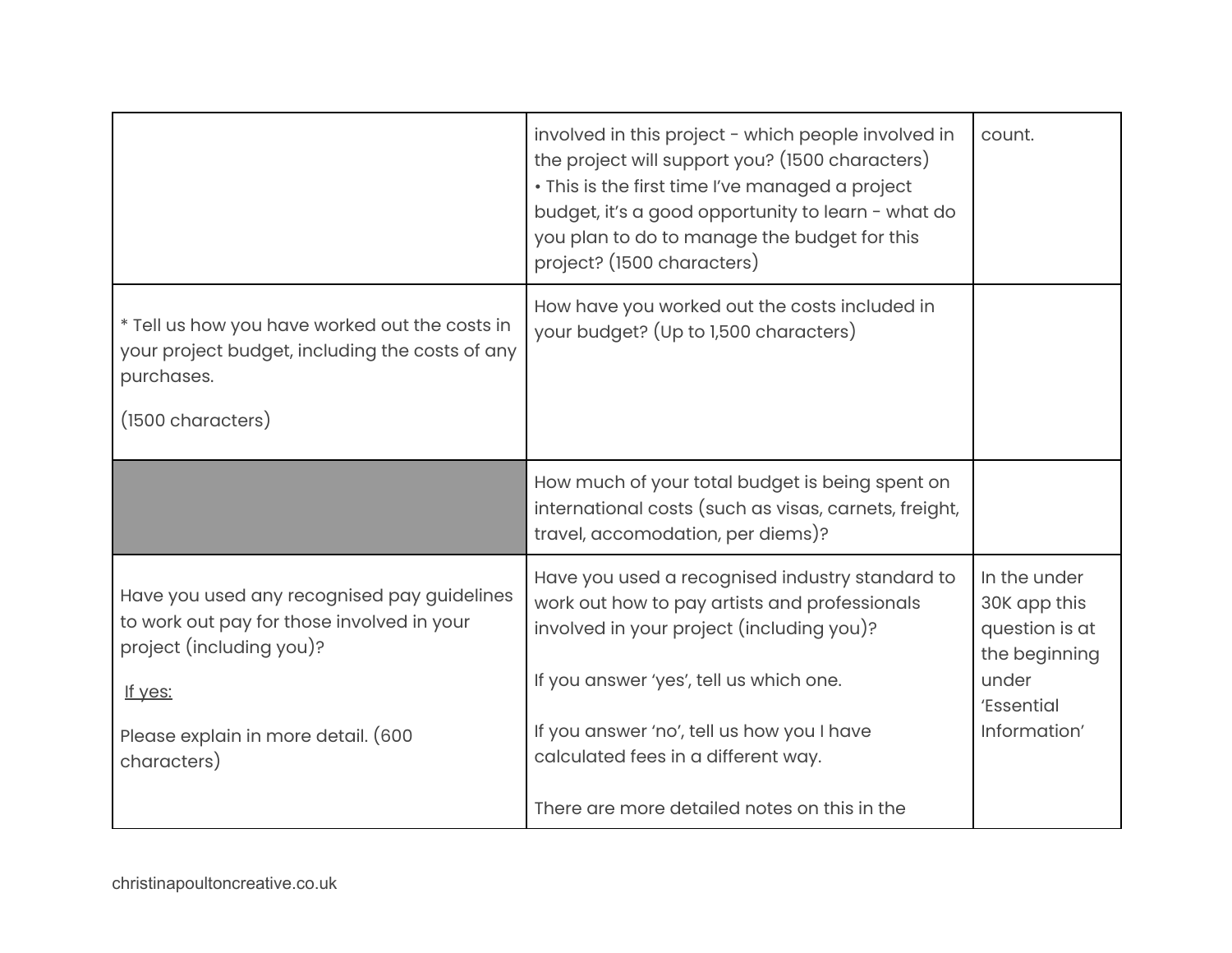| | | |
|---|---|---|
| | involved in this project - which people involved in the project will support you? (1500 characters)<br>• This is the first time I've managed a project budget, it's a good opportunity to learn - what do you plan to do to manage the budget for this project? (1500 characters) | count. |
| * Tell us how you have worked out the costs in your project budget, including the costs of any purchases.<br><br>(1500 characters) | How have you worked out the costs included in your budget? (Up to 1,500 characters) | |
| | How much of your total budget is being spent on international costs (such as visas, carnets, freight, travel, accomodation, per diems)? | |
| Have you used any recognised pay guidelines to work out pay for those involved in your project (including you)?<br><br>If yes:<br><br>Please explain in more detail. (600 characters) | Have you used a recognised industry standard to work out how to pay artists and professionals involved in your project (including you)?<br><br>If you answer 'yes', tell us which one.<br><br>If you answer 'no', tell us how you I have calculated fees in a different way.<br><br>There are more detailed notes on this in the | In the under 30K app this question is at the beginning under 'Essential Information' |

christinapoultoncreative.co.uk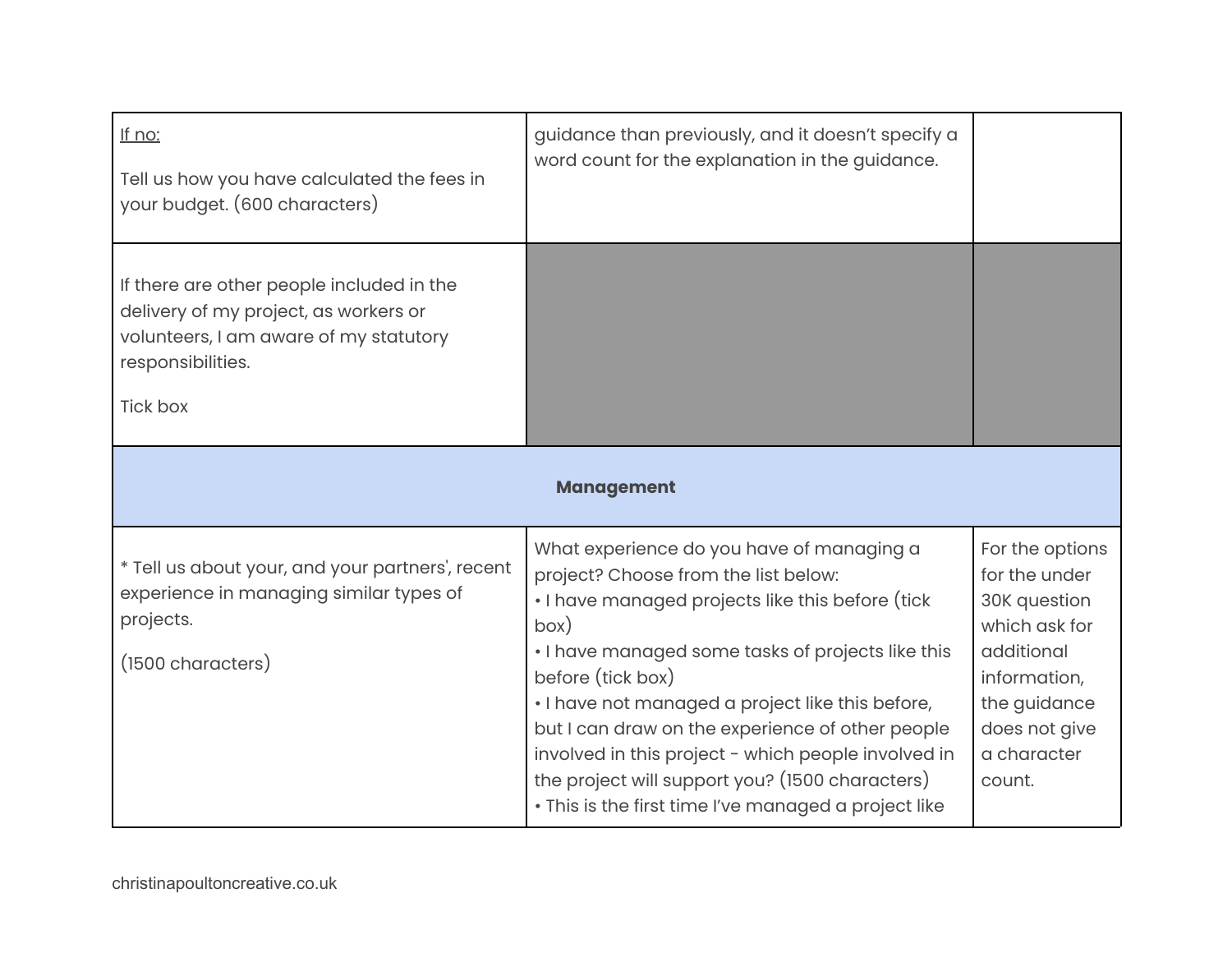| | | |
|---|---|---|
| <u>If no:</u><br><br>Tell us how you have calculated the fees in your budget. (600 characters) | guidance than previously, and it doesn't specify a word count for the explanation in the guidance. | |
| If there are other people included in the delivery of my project, as workers or volunteers, I am aware of my statutory responsibilities.<br><br>Tick box | | |
| **Management** | | |
| * Tell us about your, and your partners', recent experience in managing similar types of projects.<br><br>(1500 characters) | What experience do you have of managing a project? Choose from the list below:<br>• I have managed projects like this before (tick box)<br>• I have managed some tasks of projects like this before (tick box)<br>• I have not managed a project like this before, but I can draw on the experience of other people involved in this project - which people involved in the project will support you? (1500 characters)<br>• This is the first time I've managed a project like | For the options for the under 30K question which ask for additional information, the guidance does not give a character count. |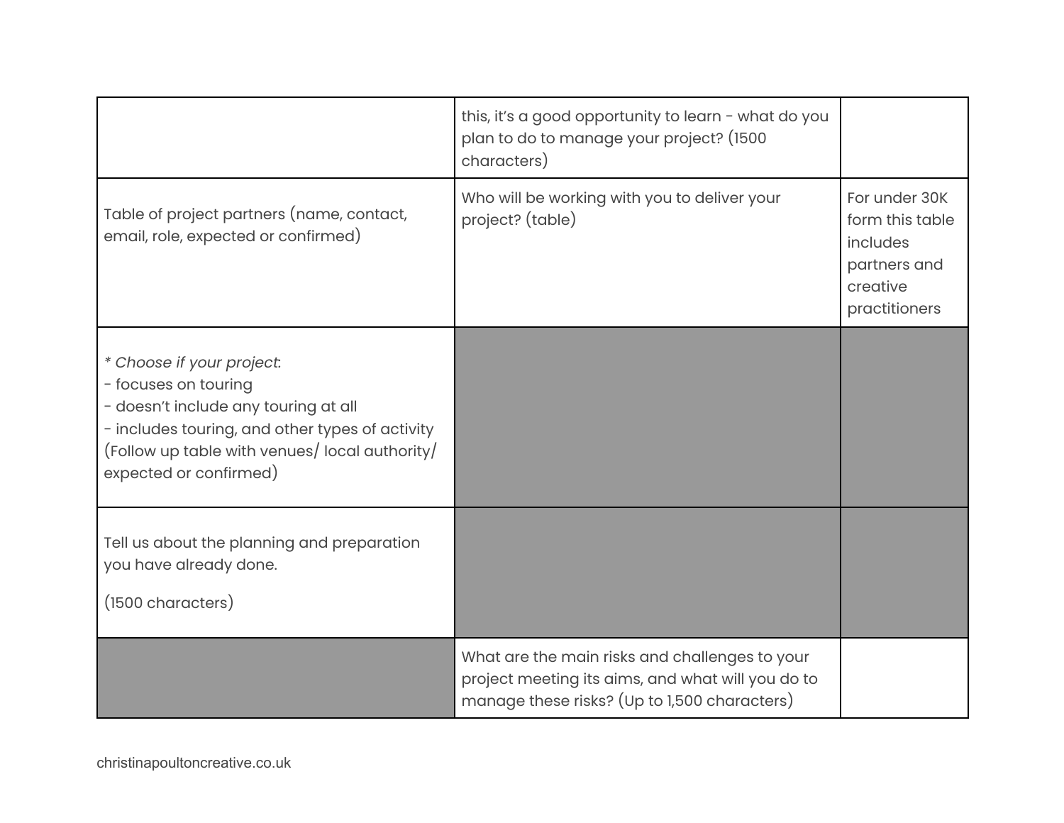| | | |
|---|---|---|
| | this, it's a good opportunity to learn - what do you plan to do to manage your project? (1500 characters) | |
| Table of project partners (name, contact, email, role, expected or confirmed) | Who will be working with you to deliver your project? (table) | For under 30K form this table includes partners and creative practitioners |
| *Choose if your project*:<br>- focuses on touring<br>- doesn't include any touring at all<br>- includes touring, and other types of activity<br>(Follow up table with venues/ local authority/ expected or confirmed) | | |
| Tell us about the planning and preparation you have already done.<br><br>(1500 characters) | | |
| | What are the main risks and challenges to your project meeting its aims, and what will you do to manage these risks? (Up to 1,500 characters) | |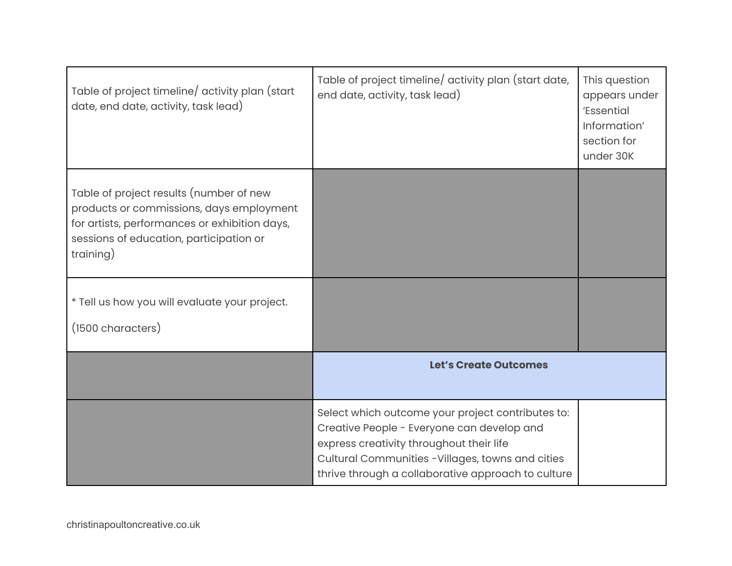| | | |
|---|---|---|
| Table of project timeline/ activity plan (start date, end date, activity, task lead) | Table of project timeline/ activity plan (start date, end date, activity, task lead) | This question appears under 'Essential Information' section for under 30K |
| Table of project results (number of new products or commissions, days employment for artists, performances or exhibition days, sessions of education, participation or training) | | |
| * Tell us how you will evaluate your project.<br><br>(1500 characters) | | |
| | **Let's Create Outcomes** | |
| | Select which outcome your project contributes to:<br>Creative People - Everyone can develop and express creativity throughout their life<br>Cultural Communities -Villages, towns and cities thrive through a collaborative approach to culture | |

christinapoultoncreative.co.uk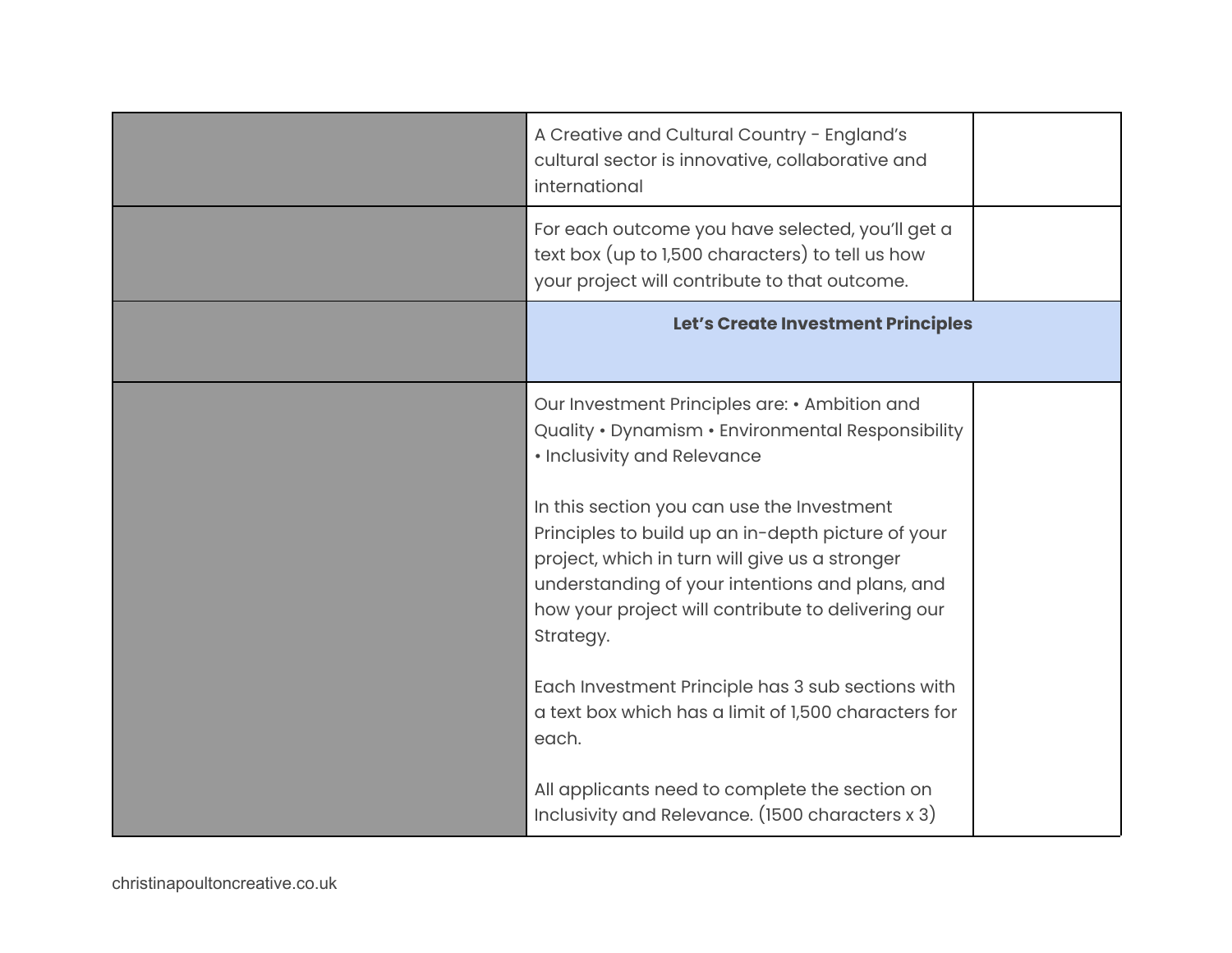| | | |
|---|---|---|
| | A Creative and Cultural Country - England's cultural sector is innovative, collaborative and international | |
| | For each outcome you have selected, you'll get a text box (up to 1,500 characters) to tell us how your project will contribute to that outcome. | |
| | **Let's Create Investment Principles** | |
| | Our Investment Principles are: • Ambition and Quality • Dynamism • Environmental Responsibility • Inclusivity and Relevance<br><br>In this section you can use the Investment Principles to build up an in-depth picture of your project, which in turn will give us a stronger understanding of your intentions and plans, and how your project will contribute to delivering our Strategy.<br><br>Each Investment Principle has 3 sub sections with a text box which has a limit of 1,500 characters for each.<br><br>All applicants need to complete the section on Inclusivity and Relevance. (1500 characters x 3) | |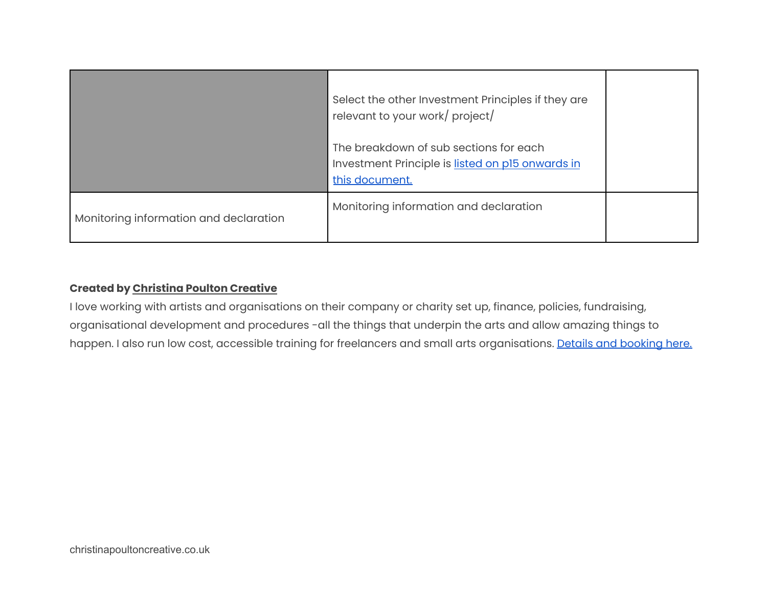| | | |
|---|---|---|
| | Select the other Investment Principles if they are relevant to your work/ project/<br><br>The breakdown of sub sections for each Investment Principle is listed on p15 onwards in this document. | |
| Monitoring information and declaration | Monitoring information and declaration | |

**Created by Christina Poulton Creative**

I love working with artists and organisations on their company or charity set up, finance, policies, fundraising, organisational development and procedures -all the things that underpin the arts and allow amazing things to happen. I also run low cost, accessible training for freelancers and small arts organisations. Details and booking here.

christinapoultoncreative.co.uk